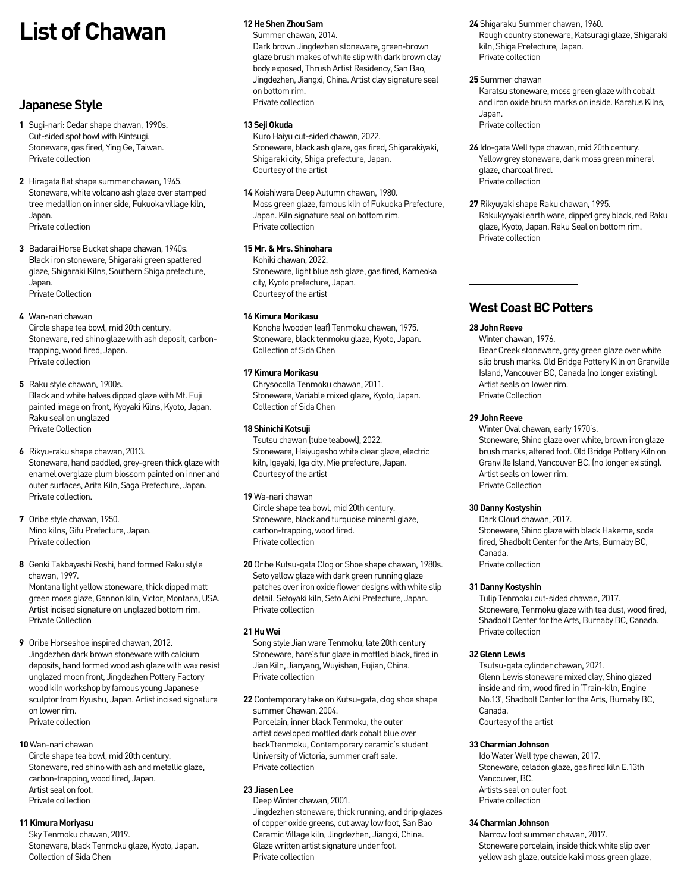# List of Chawan

## Japanese Style

**1** Sugi-nari: Cedar shape chawan, 1990s.
Cut-sided spot bowl with Kintsugi.
Stoneware, gas fired, Ying Ge, Taiwan.
Private collection

**2** Hiragata flat shape summer chawan, 1945.
Stoneware, white volcano ash glaze over stamped tree medallion on inner side, Fukuoka village kiln, Japan.
Private collection

**3** Badarai Horse Bucket shape chawan, 1940s.
Black iron stoneware, Shigaraki green spattered glaze, Shigaraki Kilns, Southern Shiga prefecture, Japan.
Private Collection

**4** Wan-nari chawan
Circle shape tea bowl, mid 20th century.
Stoneware, red shino glaze with ash deposit, carbon-trapping, wood fired, Japan.
Private collection

**5** Raku style chawan, 1900s.
Black and white halves dipped glaze with Mt. Fuji painted image on front, Kyoyaki Kilns, Kyoto, Japan.
Raku seal on unglazed
Private Collection

**6** Rikyu-raku shape chawan, 2013.
Stoneware, hand paddled, grey-green thick glaze with enamel overglaze plum blossom painted on inner and outer surfaces, Arita Kiln, Saga Prefecture, Japan.
Private collection.

**7** Oribe style chawan, 1950.
Mino kilns, Gifu Prefecture, Japan.
Private collection

**8** Genki Takbayashi Roshi, hand formed Raku style chawan, 1997.
Montana light yellow stoneware, thick dipped matt green moss glaze, Gannon kiln, Victor, Montana, USA.
Artist incised signature on unglazed bottom rim.
Private Collection

**9** Oribe Horseshoe inspired chawan, 2012.
Jingdezhen dark brown stoneware with calcium deposits, hand formed wood ash glaze with wax resist unglazed moon front, Jingdezhen Pottery Factory wood kiln workshop by famous young Japanese sculptor from Kyushu, Japan. Artist incised signature on lower rim.
Private collection

**10** Wan-nari chawan
Circle shape tea bowl, mid 20th century.
Stoneware, red shino with ash and metallic glaze, carbon-trapping, wood fired, Japan.
Artist seal on foot.
Private collection

**11 Kimura Moriyasu**
Sky Tenmoku chawan, 2019.
Stoneware, black Tenmoku glaze, Kyoto, Japan.
Collection of Sida Chen

**12 He Shen Zhou Sam**
Summer chawan, 2014.
Dark brown Jingdezhen stoneware, green-brown glaze brush makes of white slip with dark brown clay body exposed, Thrush Artist Residency, San Bao, Jingdezhen, Jiangxi, China. Artist clay signature seal on bottom rim.
Private collection

**13 Seji Okuda**
Kuro Haiyu cut-sided chawan, 2022.
Stoneware, black ash glaze, gas fired, Shigarakiyaki, Shigaraki city, Shiga prefecture, Japan.
Courtesy of the artist

**14** Koishiwara Deep Autumn chawan, 1980.
Moss green glaze, famous kiln of Fukuoka Prefecture, Japan. Kiln signature seal on bottom rim.
Private collection

**15 Mr. & Mrs. Shinohara**
Kohiki chawan, 2022.
Stoneware, light blue ash glaze, gas fired, Kameoka city, Kyoto prefecture, Japan.
Courtesy of the artist

**16 Kimura Morikasu**
Konoha (wooden leaf) Tenmoku chawan, 1975.
Stoneware, black tenmoku glaze, Kyoto, Japan.
Collection of Sida Chen

**17 Kimura Morikasu**
Chrysocolla Tenmoku chawan, 2011.
Stoneware, Variable mixed glaze, Kyoto, Japan.
Collection of Sida Chen

**18 Shinichi Kotsuji**
Tsutsu chawan (tube teabowl), 2022.
Stoneware, Haiyugesho white clear glaze, electric kiln, Igayaki, Iga city, Mie prefecture, Japan.
Courtesy of the artist

**19** Wa-nari chawan
Circle shape tea bowl, mid 20th century.
Stoneware, black and turquoise mineral glaze, carbon-trapping, wood fired.
Private collection

**20** Oribe Kutsu-gata Clog or Shoe shape chawan, 1980s.
Seto yellow glaze with dark green running glaze patches over iron oxide flower designs with white slip detail. Setoyaki kiln, Seto Aichi Prefecture, Japan.
Private collection

**21 Hu Wei**
Song style Jian ware Tenmoku, late 20th century
Stoneware, hare's fur glaze in mottled black, fired in Jian Kiln, Jianyang, Wuyishan, Fujian, China.
Private collection

**22** Contemporary take on Kutsu-gata, clog shoe shape summer Chawan, 2004.
Porcelain, inner black Tenmoku, the outer artist developed mottled dark cobalt blue over backTtenmoku, Contemporary ceramic's student University of Victoria, summer craft sale.
Private collection

**23 Jiasen Lee**
Deep Winter chawan, 2001.
Jingdezhen stoneware, thick running, and drip glazes of copper oxide greens, cut away low foot, San Bao Ceramic Village kiln, Jingdezhen, Jiangxi, China.
Glaze written artist signature under foot.
Private collection

**24** Shigaraku Summer chawan, 1960.
Rough country stoneware, Katsuragi glaze, Shigaraki kiln, Shiga Prefecture, Japan.
Private collection

**25** Summer chawan
Karatsu stoneware, moss green glaze with cobalt and iron oxide brush marks on inside. Karatus Kilns, Japan.
Private collection

**26** Ido-gata Well type chawan, mid 20th century.
Yellow grey stoneware, dark moss green mineral glaze, charcoal fired.
Private collection

**27** Rikyuyaki shape Raku chawan, 1995.
Rakukyoyaki earth ware, dipped grey black, red Raku glaze, Kyoto, Japan. Raku Seal on bottom rim.
Private collection

## West Coast BC Potters

**28 John Reeve**
Winter chawan, 1976.
Bear Creek stoneware, grey green glaze over white slip brush marks. Old Bridge Pottery Kiln on Granville Island, Vancouver BC, Canada (no longer existing).
Artist seals on lower rim.
Private Collection

**29 John Reeve**
Winter Oval chawan, early 1970's.
Stoneware, Shino glaze over white, brown iron glaze brush marks, altered foot. Old Bridge Pottery Kiln on Granville Island, Vancouver BC. (no longer existing).
Artist seals on lower rim.
Private Collection

**30 Danny Kostyshin**
Dark Cloud chawan, 2017.
Stoneware, Shino glaze with black Hakeme, soda fired, Shadbolt Center for the Arts, Burnaby BC, Canada.
Private collection

**31 Danny Kostyshin**
Tulip Tenmoku cut-sided chawan, 2017.
Stoneware, Tenmoku glaze with tea dust, wood fired, Shadbolt Center for the Arts, Burnaby BC, Canada.
Private collection

**32 Glenn Lewis**
Tsutsu-gata cylinder chawan, 2021.
Glenn Lewis stoneware mixed clay, Shino glazed inside and rim, wood fired in 'Train-kiln, Engine No.13', Shadbolt Center for the Arts, Burnaby BC, Canada.
Courtesy of the artist

**33 Charmian Johnson**
Ido Water Well type chawan, 2017.
Stoneware, celadon glaze, gas fired kiln E.13th Vancouver, BC.
Artists seal on outer foot.
Private collection

**34 Charmian Johnson**
Narrow foot summer chawan, 2017.
Stoneware porcelain, inside thick white slip over yellow ash glaze, outside kaki moss green glaze,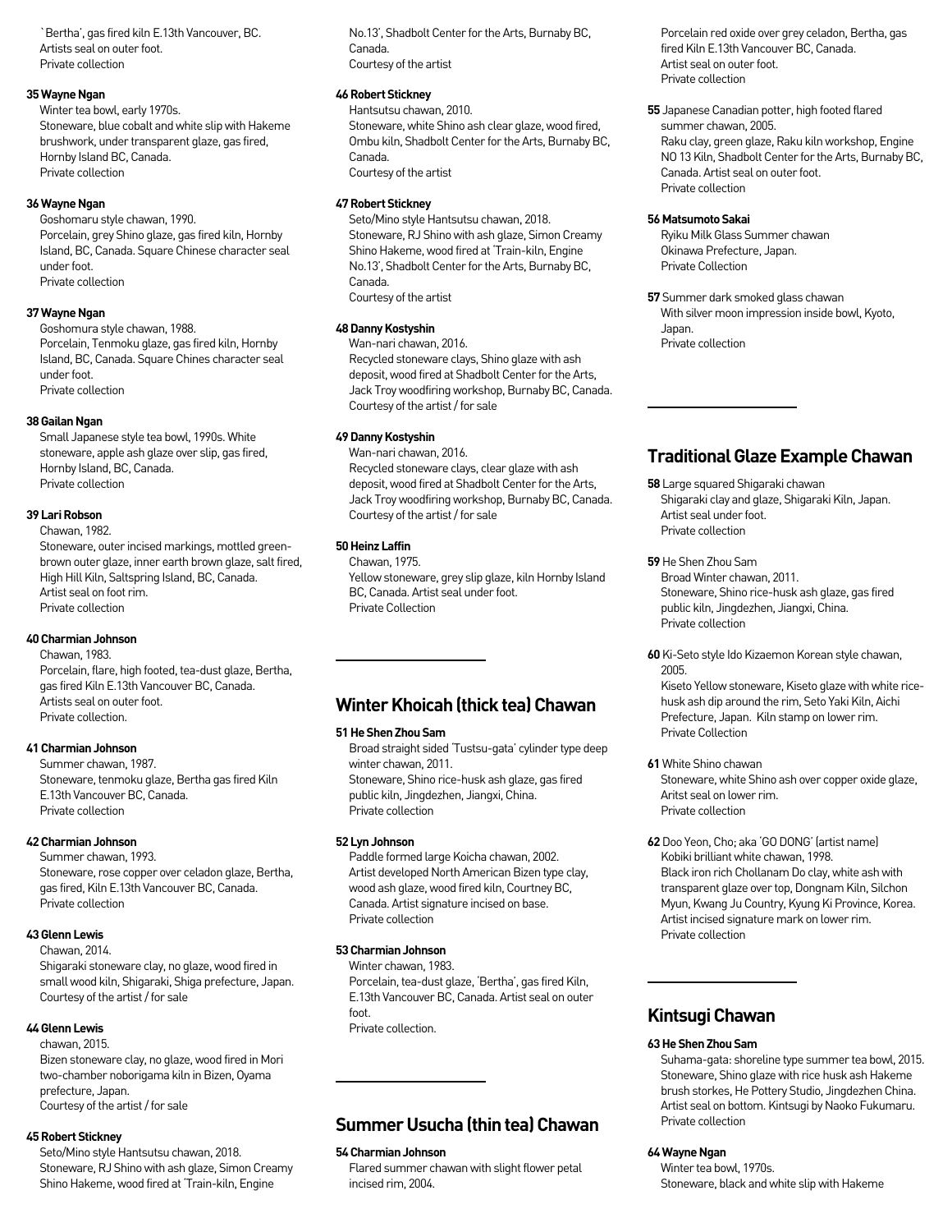`Bertha', gas fired kiln E.13th Vancouver, BC.
Artists seal on outer foot.
Private collection

**35 Wayne Ngan**
Winter tea bowl, early 1970s.
Stoneware, blue cobalt and white slip with Hakeme brushwork, under transparent glaze, gas fired, Hornby Island BC, Canada.
Private collection

**36 Wayne Ngan**
Goshomaru style chawan, 1990.
Porcelain, grey Shino glaze, gas fired kiln, Hornby Island, BC, Canada. Square Chinese character seal under foot.
Private collection

**37 Wayne Ngan**
Goshomura style chawan, 1988.
Porcelain, Tenmoku glaze, gas fired kiln, Hornby Island, BC, Canada. Square Chines character seal under foot.
Private collection

**38 Gailan Ngan**
Small Japanese style tea bowl, 1990s. White stoneware, apple ash glaze over slip, gas fired, Hornby Island, BC, Canada.
Private collection

**39 Lari Robson**
Chawan, 1982.
Stoneware, outer incised markings, mottled green-brown outer glaze, inner earth brown glaze, salt fired, High Hill Kiln, Saltspring Island, BC, Canada.
Artist seal on foot rim.
Private collection

**40 Charmian Johnson**
Chawan, 1983.
Porcelain, flare, high footed, tea-dust glaze, Bertha, gas fired Kiln E.13th Vancouver BC, Canada.
Artists seal on outer foot.
Private collection.

**41 Charmian Johnson**
Summer chawan, 1987.
Stoneware, tenmoku glaze, Bertha gas fired Kiln E.13th Vancouver BC, Canada.
Private collection

**42 Charmian Johnson**
Summer chawan, 1993.
Stoneware, rose copper over celadon glaze, Bertha, gas fired, Kiln E.13th Vancouver BC, Canada.
Private collection

**43 Glenn Lewis**
Chawan, 2014.
Shigaraki stoneware clay, no glaze, wood fired in small wood kiln, Shigaraki, Shiga prefecture, Japan.
Courtesy of the artist / for sale

**44 Glenn Lewis**
chawan, 2015.
Bizen stoneware clay, no glaze, wood fired in Mori two-chamber noborigama kiln in Bizen, Oyama prefecture, Japan.
Courtesy of the artist / for sale

**45 Robert Stickney**
Seto/Mino style Hantsutsu chawan, 2018.
Stoneware, RJ Shino with ash glaze, Simon Creamy Shino Hakeme, wood fired at 'Train-kiln, Engine No.13', Shadbolt Center for the Arts, Burnaby BC, Canada.
Courtesy of the artist

**46 Robert Stickney**
Hantsutsu chawan, 2010.
Stoneware, white Shino ash clear glaze, wood fired, Ombu kiln, Shadbolt Center for the Arts, Burnaby BC, Canada.
Courtesy of the artist

**47 Robert Stickney**
Seto/Mino style Hantsutsu chawan, 2018.
Stoneware, RJ Shino with ash glaze, Simon Creamy Shino Hakeme, wood fired at 'Train-kiln, Engine No.13', Shadbolt Center for the Arts, Burnaby BC, Canada.
Courtesy of the artist

**48 Danny Kostyshin**
Wan-nari chawan, 2016.
Recycled stoneware clays, Shino glaze with ash deposit, wood fired at Shadbolt Center for the Arts, Jack Troy woodfiring workshop, Burnaby BC, Canada.
Courtesy of the artist / for sale

**49 Danny Kostyshin**
Wan-nari chawan, 2016.
Recycled stoneware clays, clear glaze with ash deposit, wood fired at Shadbolt Center for the Arts, Jack Troy woodfiring workshop, Burnaby BC, Canada.
Courtesy of the artist / for sale

**50 Heinz Laffin**
Chawan, 1975.
Yellow stoneware, grey slip glaze, kiln Hornby Island BC, Canada. Artist seal under foot.
Private Collection

## Winter Khoicah (thick tea) Chawan

**51 He Shen Zhou Sam**
Broad straight sided 'Tustsu-gata' cylinder type deep winter chawan, 2011.
Stoneware, Shino rice-husk ash glaze, gas fired public kiln, Jingdezhen, Jiangxi, China.
Private collection

**52 Lyn Johnson**
Paddle formed large Koicha chawan, 2002.
Artist developed North American Bizen type clay, wood ash glaze, wood fired kiln, Courtney BC, Canada. Artist signature incised on base.
Private collection

**53 Charmian Johnson**
Winter chawan, 1983.
Porcelain, tea-dust glaze, 'Bertha', gas fired Kiln, E.13th Vancouver BC, Canada. Artist seal on outer foot.
Private collection.

## Summer Usucha (thin tea) Chawan

**54 Charmian Johnson**
Flared summer chawan with slight flower petal incised rim, 2004.
Porcelain red oxide over grey celadon, Bertha, gas fired Kiln E.13th Vancouver BC, Canada.
Artist seal on outer foot.
Private collection

**55** Japanese Canadian potter, high footed flared summer chawan, 2005.
Raku clay, green glaze, Raku kiln workshop, Engine NO 13 Kiln, Shadbolt Center for the Arts, Burnaby BC, Canada. Artist seal on outer foot.
Private collection

**56 Matsumoto Sakai**
Ryiku Milk Glass Summer chawan
Okinawa Prefecture, Japan.
Private Collection

**57** Summer dark smoked glass chawan
With silver moon impression inside bowl, Kyoto, Japan.
Private collection

## Traditional Glaze Example Chawan

**58** Large squared Shigaraki chawan
Shigaraki clay and glaze, Shigaraki Kiln, Japan.
Artist seal under foot.
Private collection

**59** He Shen Zhou Sam
Broad Winter chawan, 2011.
Stoneware, Shino rice-husk ash glaze, gas fired public kiln, Jingdezhen, Jiangxi, China.
Private collection

**60** Ki-Seto style Ido Kizaemon Korean style chawan, 2005.
Kiseto Yellow stoneware, Kiseto glaze with white rice-husk ash dip around the rim, Seto Yaki Kiln, Aichi Prefecture, Japan. Kiln stamp on lower rim.
Private Collection

**61** White Shino chawan
Stoneware, white Shino ash over copper oxide glaze, Aritst seal on lower rim.
Private collection

**62** Doo Yeon, Cho; aka 'GO DONG' (artist name)
Kobiki brilliant white chawan, 1998.
Black iron rich Chollanam Do clay, white ash with transparent glaze over top, Dongnam Kiln, Silchon Myun, Kwang Ju Country, Kyung Ki Province, Korea.
Artist incised signature mark on lower rim.
Private collection

## Kintsugi Chawan

**63 He Shen Zhou Sam**
Suhama-gata: shoreline type summer tea bowl, 2015.
Stoneware, Shino glaze with rice husk ash Hakeme brush storkes, He Pottery Studio, Jingdezhen China.
Artist seal on bottom. Kintsugi by Naoko Fukumaru.
Private collection

**64 Wayne Ngan**
Winter tea bowl, 1970s.
Stoneware, black and white slip with Hakeme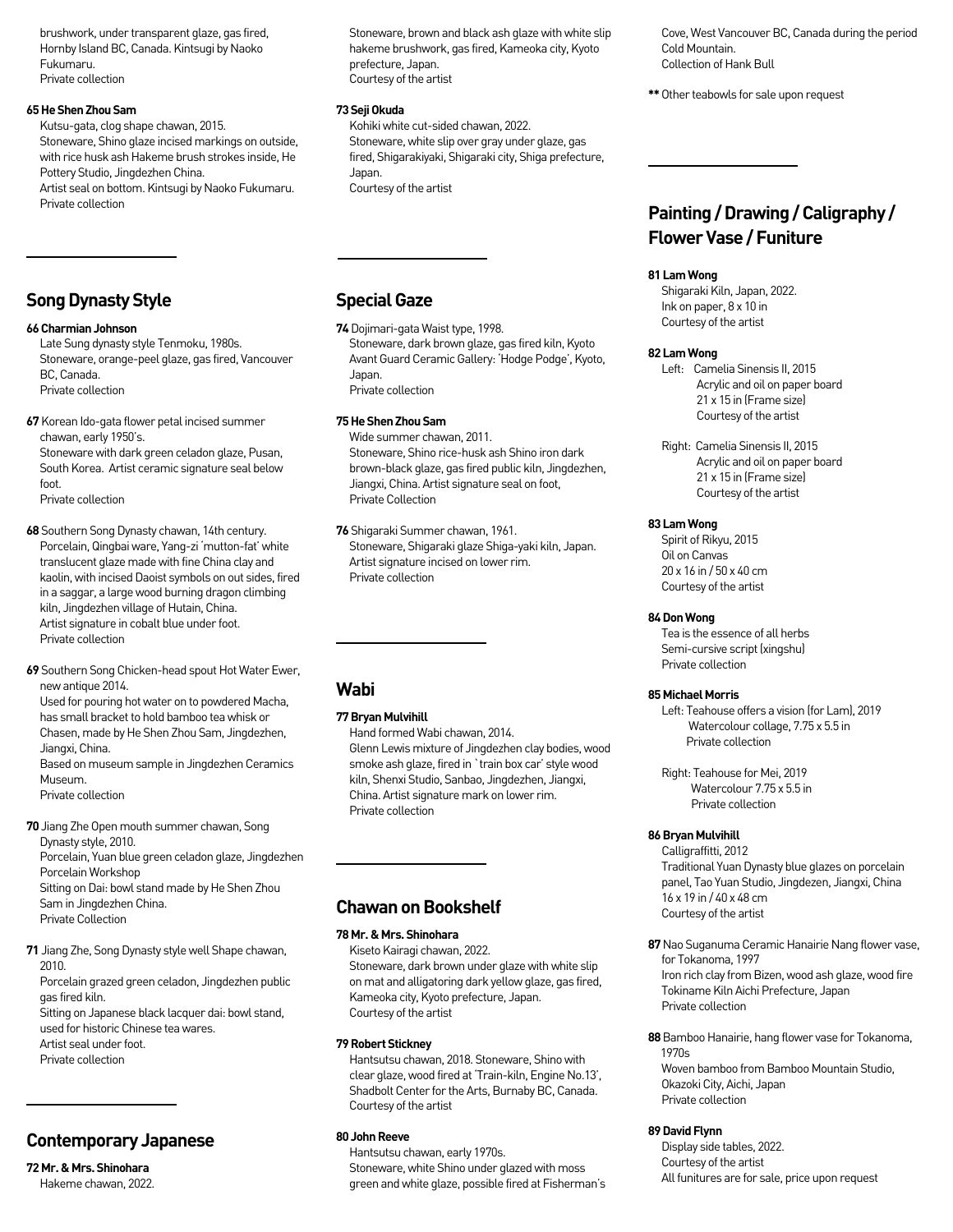brushwork, under transparent glaze, gas fired, Hornby Island BC, Canada. Kintsugi by Naoko Fukumaru.
Private collection

**65 He Shen Zhou Sam**
Kutsu-gata, clog shape chawan, 2015.
Stoneware, Shino glaze incised markings on outside, with rice husk ash Hakeme brush strokes inside, He Pottery Studio, Jingdezhen China.
Artist seal on bottom. Kintsugi by Naoko Fukumaru.
Private collection

## Song Dynasty Style

**66 Charmian Johnson**
Late Sung dynasty style Tenmoku, 1980s.
Stoneware, orange-peel glaze, gas fired, Vancouver BC, Canada.
Private collection

**67** Korean Ido-gata flower petal incised summer chawan, early 1950's.
Stoneware with dark green celadon glaze, Pusan, South Korea. Artist ceramic signature seal below foot.
Private collection

**68** Southern Song Dynasty chawan, 14th century.
Porcelain, Qingbai ware, Yang-zi 'mutton-fat' white translucent glaze made with fine China clay and kaolin, with incised Daoist symbols on out sides, fired in a saggar, a large wood burning dragon climbing kiln, Jingdezhen village of Hutain, China.
Artist signature in cobalt blue under foot.
Private collection

**69** Southern Song Chicken-head spout Hot Water Ewer, new antique 2014.
Used for pouring hot water on to powdered Macha, has small bracket to hold bamboo tea whisk or Chasen, made by He Shen Zhou Sam, Jingdezhen, Jiangxi, China.
Based on museum sample in Jingdezhen Ceramics Museum.
Private collection

**70** Jiang Zhe Open mouth summer chawan, Song Dynasty style, 2010.
Porcelain, Yuan blue green celadon glaze, Jingdezhen Porcelain Workshop
Sitting on Dai: bowl stand made by He Shen Zhou Sam in Jingdezhen China.
Private Collection

**71** Jiang Zhe, Song Dynasty style well Shape chawan, 2010.
Porcelain grazed green celadon, Jingdezhen public gas fired kiln.
Sitting on Japanese black lacquer dai: bowl stand, used for historic Chinese tea wares.
Artist seal under foot.
Private collection

## Contemporary Japanese

**72 Mr. & Mrs. Shinohara**
Hakeme chawan, 2022.
Stoneware, brown and black ash glaze with white slip hakeme brushwork, gas fired, Kameoka city, Kyoto prefecture, Japan.
Courtesy of the artist

**73 Seji Okuda**
Kohiki white cut-sided chawan, 2022.
Stoneware, white slip over gray under glaze, gas fired, Shigarakiyaki, Shigaraki city, Shiga prefecture, Japan.
Courtesy of the artist

## Special Gaze

**74** Dojimari-gata Waist type, 1998.
Stoneware, dark brown glaze, gas fired kiln, Kyoto Avant Guard Ceramic Gallery: 'Hodge Podge', Kyoto, Japan.
Private collection

**75 He Shen Zhou Sam**
Wide summer chawan, 2011.
Stoneware, Shino rice-husk ash Shino iron dark brown-black glaze, gas fired public kiln, Jingdezhen, Jiangxi, China. Artist signature seal on foot,
Private Collection

**76** Shigaraki Summer chawan, 1961.
Stoneware, Shigaraki glaze Shiga-yaki kiln, Japan.
Artist signature incised on lower rim.
Private collection

## Wabi

**77 Bryan Mulvihill**
Hand formed Wabi chawan, 2014.
Glenn Lewis mixture of Jingdezhen clay bodies, wood smoke ash glaze, fired in `train box car' style wood kiln, Shenxi Studio, Sanbao, Jingdezhen, Jiangxi, China. Artist signature mark on lower rim.
Private collection

## Chawan on Bookshelf

**78 Mr. & Mrs. Shinohara**
Kiseto Kairagi chawan, 2022.
Stoneware, dark brown under glaze with white slip on mat and alligatoring dark yellow glaze, gas fired, Kameoka city, Kyoto prefecture, Japan.
Courtesy of the artist

**79 Robert Stickney**
Hantsutsu chawan, 2018. Stoneware, Shino with clear glaze, wood fired at 'Train-kiln, Engine No.13', Shadbolt Center for the Arts, Burnaby BC, Canada.
Courtesy of the artist

**80 John Reeve**
Hantsutsu chawan, early 1970s.
Stoneware, white Shino under glazed with moss green and white glaze, possible fired at Fisherman's Cove, West Vancouver BC, Canada during the period Cold Mountain.
Collection of Hank Bull

**** Other teabowls for sale upon request

## Painting / Drawing / Caligraphy / Flower Vase / Funiture

**81 Lam Wong**
Shigaraki Kiln, Japan, 2022.
Ink on paper, 8 x 10 in
Courtesy of the artist

**82 Lam Wong**
Left: Camelia Sinensis II, 2015
Acrylic and oil on paper board
21 x 15 in (Frame size)
Courtesy of the artist

Right: Camelia Sinensis II, 2015
Acrylic and oil on paper board
21 x 15 in (Frame size)
Courtesy of the artist

**83 Lam Wong**
Spirit of Rikyu, 2015
Oil on Canvas
20 x 16 in / 50 x 40 cm
Courtesy of the artist

**84 Don Wong**
Tea is the essence of all herbs
Semi-cursive script (xingshu)
Private collection

**85 Michael Morris**
Left: Teahouse offers a vision (for Lam), 2019
Watercolour collage, 7.75 x 5.5 in
Private collection

Right: Teahouse for Mei, 2019
Watercolour 7.75 x 5.5 in
Private collection

**86 Bryan Mulvihill**
Calligraffitti, 2012
Traditional Yuan Dynasty blue glazes on porcelain panel, Tao Yuan Studio, Jingdezen, Jiangxi, China
16 x 19 in / 40 x 48 cm
Courtesy of the artist

**87** Nao Suganuma Ceramic Hanairie Nang flower vase, for Tokanoma, 1997
Iron rich clay from Bizen, wood ash glaze, wood fire Tokiname Kiln Aichi Prefecture, Japan
Private collection

**88** Bamboo Hanairie, hang flower vase for Tokanoma, 1970s
Woven bamboo from Bamboo Mountain Studio, Okazoki City, Aichi, Japan
Private collection

**89 David Flynn**
Display side tables, 2022.
Courtesy of the artist
All funitures are for sale, price upon request